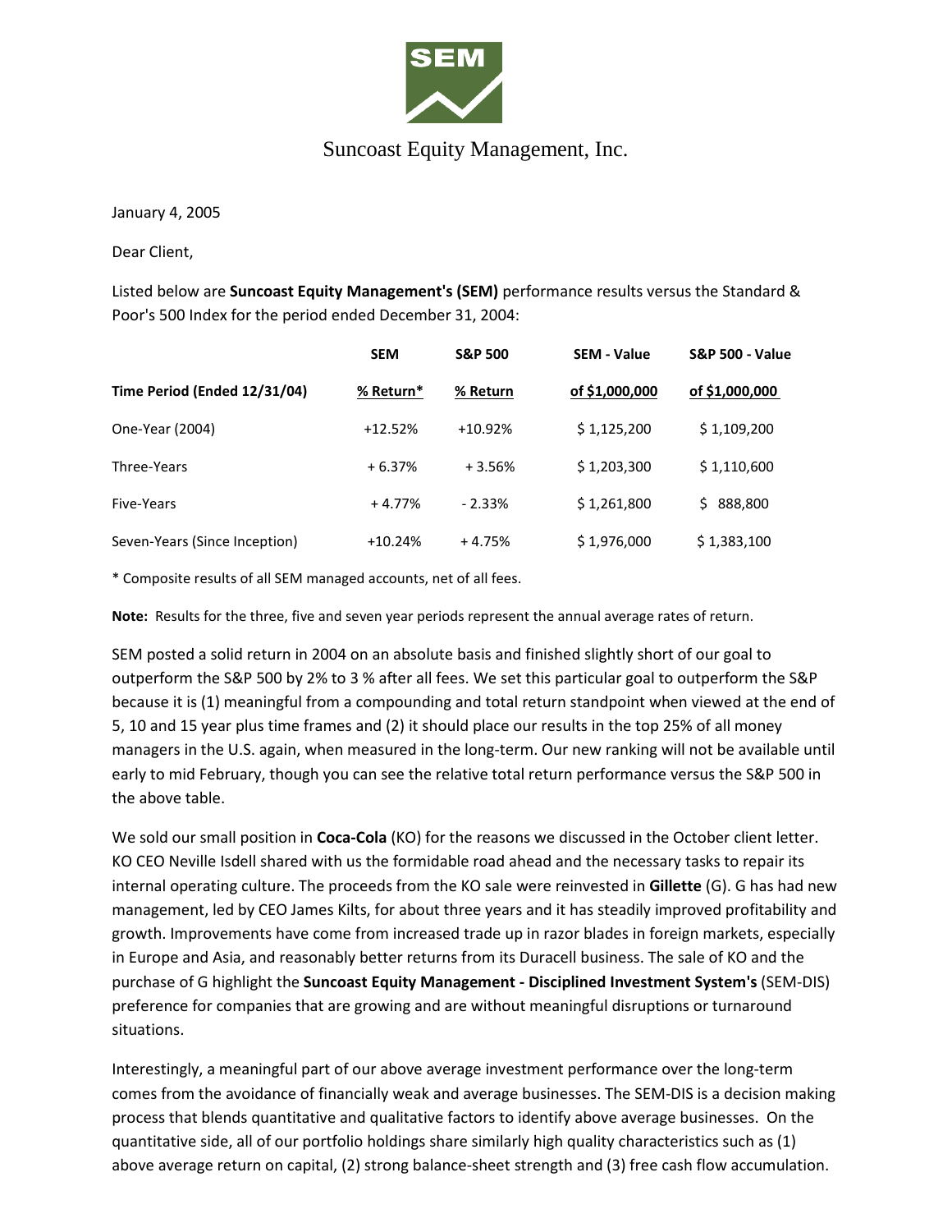# Suncoast Equity Management, Inc.

January 4, 2005

Dear Client,

Listed below are **Suncoast Equity Management's (SEM)** performance results versus the Standard & Poor's 500 Index for the period ended December 31, 2004:

| Time Period (Ended 12/31/04) | SEM % Return* | S&P 500 % Return | SEM - Value of $1,000,000 | S&P 500 - Value of $1,000,000 |
|---|---|---|---|---|
| One-Year (2004) | +12.52% | +10.92% | $ 1,125,200 | $ 1,109,200 |
| Three-Years | + 6.37% | + 3.56% | $ 1,203,300 | $ 1,110,600 |
| Five-Years | + 4.77% | - 2.33% | $ 1,261,800 | $ 888,800 |
| Seven-Years (Since Inception) | +10.24% | + 4.75% | $ 1,976,000 | $ 1,383,100 |

* Composite results of all SEM managed accounts, net of all fees.

**Note:** Results for the three, five and seven year periods represent the annual average rates of return.

SEM posted a solid return in 2004 on an absolute basis and finished slightly short of our goal to outperform the S&P 500 by 2% to 3 % after all fees. We set this particular goal to outperform the S&P because it is (1) meaningful from a compounding and total return standpoint when viewed at the end of 5, 10 and 15 year plus time frames and (2) it should place our results in the top 25% of all money managers in the U.S. again, when measured in the long-term. Our new ranking will not be available until early to mid February, though you can see the relative total return performance versus the S&P 500 in the above table.

We sold our small position in **Coca-Cola** (KO) for the reasons we discussed in the October client letter. KO CEO Neville Isdell shared with us the formidable road ahead and the necessary tasks to repair its internal operating culture. The proceeds from the KO sale were reinvested in **Gillette** (G). G has had new management, led by CEO James Kilts, for about three years and it has steadily improved profitability and growth. Improvements have come from increased trade up in razor blades in foreign markets, especially in Europe and Asia, and reasonably better returns from its Duracell business. The sale of KO and the purchase of G highlight the **Suncoast Equity Management - Disciplined Investment System's** (SEM-DIS) preference for companies that are growing and are without meaningful disruptions or turnaround situations.

Interestingly, a meaningful part of our above average investment performance over the long-term comes from the avoidance of financially weak and average businesses. The SEM-DIS is a decision making process that blends quantitative and qualitative factors to identify above average businesses. On the quantitative side, all of our portfolio holdings share similarly high quality characteristics such as (1) above average return on capital, (2) strong balance-sheet strength and (3) free cash flow accumulation.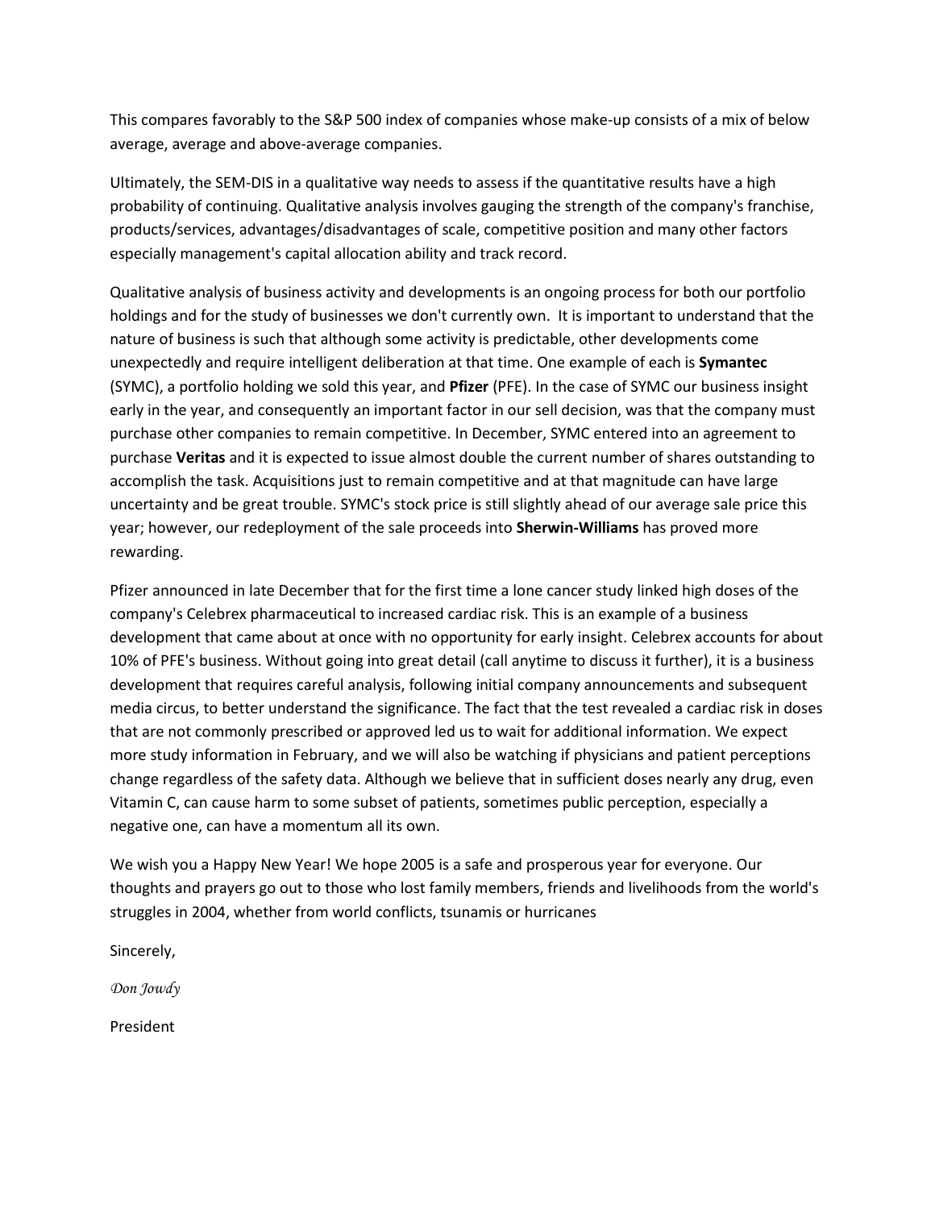This compares favorably to the S&P 500 index of companies whose make-up consists of a mix of below average, average and above-average companies.

Ultimately, the SEM-DIS in a qualitative way needs to assess if the quantitative results have a high probability of continuing. Qualitative analysis involves gauging the strength of the company's franchise, products/services, advantages/disadvantages of scale, competitive position and many other factors especially management's capital allocation ability and track record.

Qualitative analysis of business activity and developments is an ongoing process for both our portfolio holdings and for the study of businesses we don't currently own. It is important to understand that the nature of business is such that although some activity is predictable, other developments come unexpectedly and require intelligent deliberation at that time. One example of each is **Symantec** (SYMC), a portfolio holding we sold this year, and **Pfizer** (PFE). In the case of SYMC our business insight early in the year, and consequently an important factor in our sell decision, was that the company must purchase other companies to remain competitive. In December, SYMC entered into an agreement to purchase **Veritas** and it is expected to issue almost double the current number of shares outstanding to accomplish the task. Acquisitions just to remain competitive and at that magnitude can have large uncertainty and be great trouble. SYMC's stock price is still slightly ahead of our average sale price this year; however, our redeployment of the sale proceeds into **Sherwin-Williams** has proved more rewarding.

Pfizer announced in late December that for the first time a lone cancer study linked high doses of the company's Celebrex pharmaceutical to increased cardiac risk. This is an example of a business development that came about at once with no opportunity for early insight. Celebrex accounts for about 10% of PFE's business. Without going into great detail (call anytime to discuss it further), it is a business development that requires careful analysis, following initial company announcements and subsequent media circus, to better understand the significance. The fact that the test revealed a cardiac risk in doses that are not commonly prescribed or approved led us to wait for additional information. We expect more study information in February, and we will also be watching if physicians and patient perceptions change regardless of the safety data. Although we believe that in sufficient doses nearly any drug, even Vitamin C, can cause harm to some subset of patients, sometimes public perception, especially a negative one, can have a momentum all its own.

We wish you a Happy New Year! We hope 2005 is a safe and prosperous year for everyone. Our thoughts and prayers go out to those who lost family members, friends and livelihoods from the world's struggles in 2004, whether from world conflicts, tsunamis or hurricanes

Sincerely,

*Don Jowdy*

President